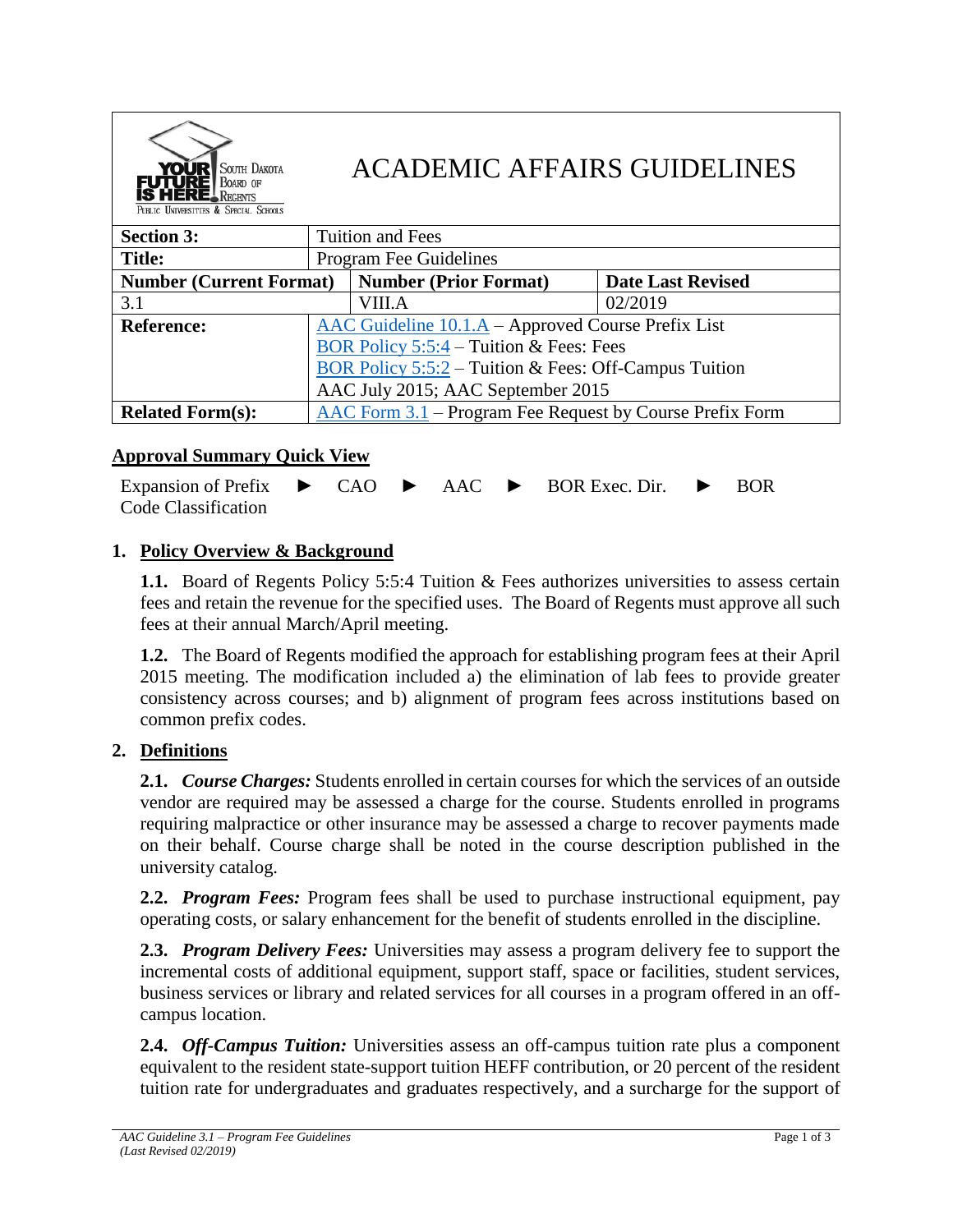# ACADEMIC AFFAIRS GUIDELINES

| **Section 3:** | Tuition and Fees | |
|---|---|---|
| **Title:** | Program Fee Guidelines | |
| **Number (Current Format)** | **Number (Prior Format)** | **Date Last Revised** |
| 3.1 | VIII.A | 02/2019 |
| **Reference:** | AAC Guideline 10.1.A – Approved Course Prefix List<br>BOR Policy 5:5:4 – Tuition & Fees: Fees<br>BOR Policy 5:5:2 – Tuition & Fees: Off-Campus Tuition<br>AAC July 2015; AAC September 2015 | |
| **Related Form(s):** | AAC Form 3.1 – Program Fee Request by Course Prefix Form | |

## Approval Summary Quick View

Expansion of Prefix Code Classification ► CAO ► AAC ► BOR Exec. Dir. ► BOR

## 1. Policy Overview & Background

**1.1.** Board of Regents Policy 5:5:4 Tuition & Fees authorizes universities to assess certain fees and retain the revenue for the specified uses. The Board of Regents must approve all such fees at their annual March/April meeting.

**1.2.** The Board of Regents modified the approach for establishing program fees at their April 2015 meeting. The modification included a) the elimination of lab fees to provide greater consistency across courses; and b) alignment of program fees across institutions based on common prefix codes.

## 2. Definitions

**2.1.** ***Course Charges:*** Students enrolled in certain courses for which the services of an outside vendor are required may be assessed a charge for the course. Students enrolled in programs requiring malpractice or other insurance may be assessed a charge to recover payments made on their behalf. Course charge shall be noted in the course description published in the university catalog.

**2.2.** ***Program Fees:*** Program fees shall be used to purchase instructional equipment, pay operating costs, or salary enhancement for the benefit of students enrolled in the discipline.

**2.3.** ***Program Delivery Fees:*** Universities may assess a program delivery fee to support the incremental costs of additional equipment, support staff, space or facilities, student services, business services or library and related services for all courses in a program offered in an off-campus location.

**2.4.** ***Off-Campus Tuition:*** Universities assess an off-campus tuition rate plus a component equivalent to the resident state-support tuition HEFF contribution, or 20 percent of the resident tuition rate for undergraduates and graduates respectively, and a surcharge for the support of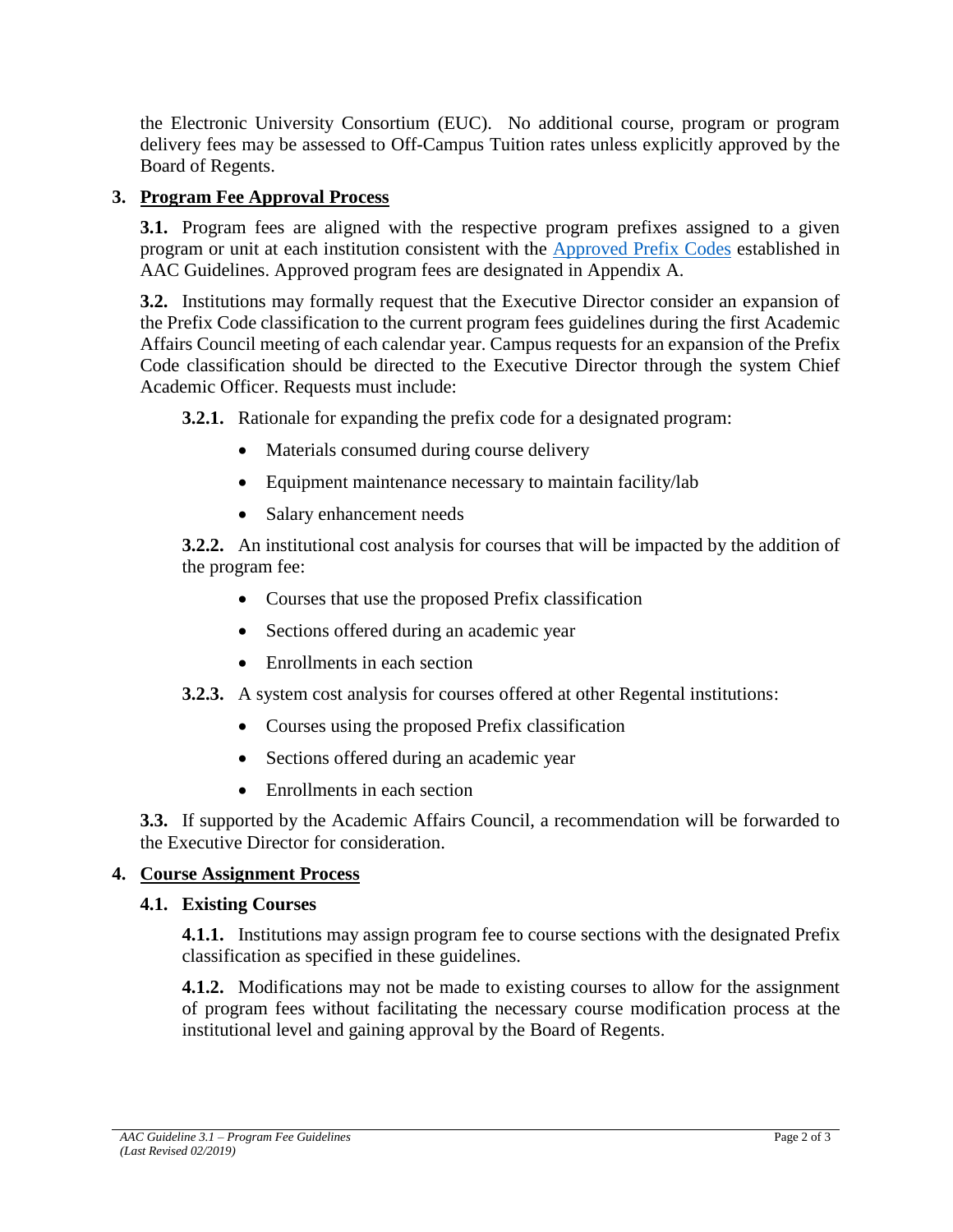the Electronic University Consortium (EUC). No additional course, program or program delivery fees may be assessed to Off-Campus Tuition rates unless explicitly approved by the Board of Regents.

## 3. Program Fee Approval Process

**3.1.** Program fees are aligned with the respective program prefixes assigned to a given program or unit at each institution consistent with the Approved Prefix Codes established in AAC Guidelines. Approved program fees are designated in Appendix A.

**3.2.** Institutions may formally request that the Executive Director consider an expansion of the Prefix Code classification to the current program fees guidelines during the first Academic Affairs Council meeting of each calendar year. Campus requests for an expansion of the Prefix Code classification should be directed to the Executive Director through the system Chief Academic Officer. Requests must include:

**3.2.1.** Rationale for expanding the prefix code for a designated program:

- Materials consumed during course delivery
- Equipment maintenance necessary to maintain facility/lab
- Salary enhancement needs

**3.2.2.** An institutional cost analysis for courses that will be impacted by the addition of the program fee:

- Courses that use the proposed Prefix classification
- Sections offered during an academic year
- Enrollments in each section

**3.2.3.** A system cost analysis for courses offered at other Regental institutions:

- Courses using the proposed Prefix classification
- Sections offered during an academic year
- Enrollments in each section

**3.3.** If supported by the Academic Affairs Council, a recommendation will be forwarded to the Executive Director for consideration.

## 4. Course Assignment Process

### 4.1. Existing Courses

**4.1.1.** Institutions may assign program fee to course sections with the designated Prefix classification as specified in these guidelines.

**4.1.2.** Modifications may not be made to existing courses to allow for the assignment of program fees without facilitating the necessary course modification process at the institutional level and gaining approval by the Board of Regents.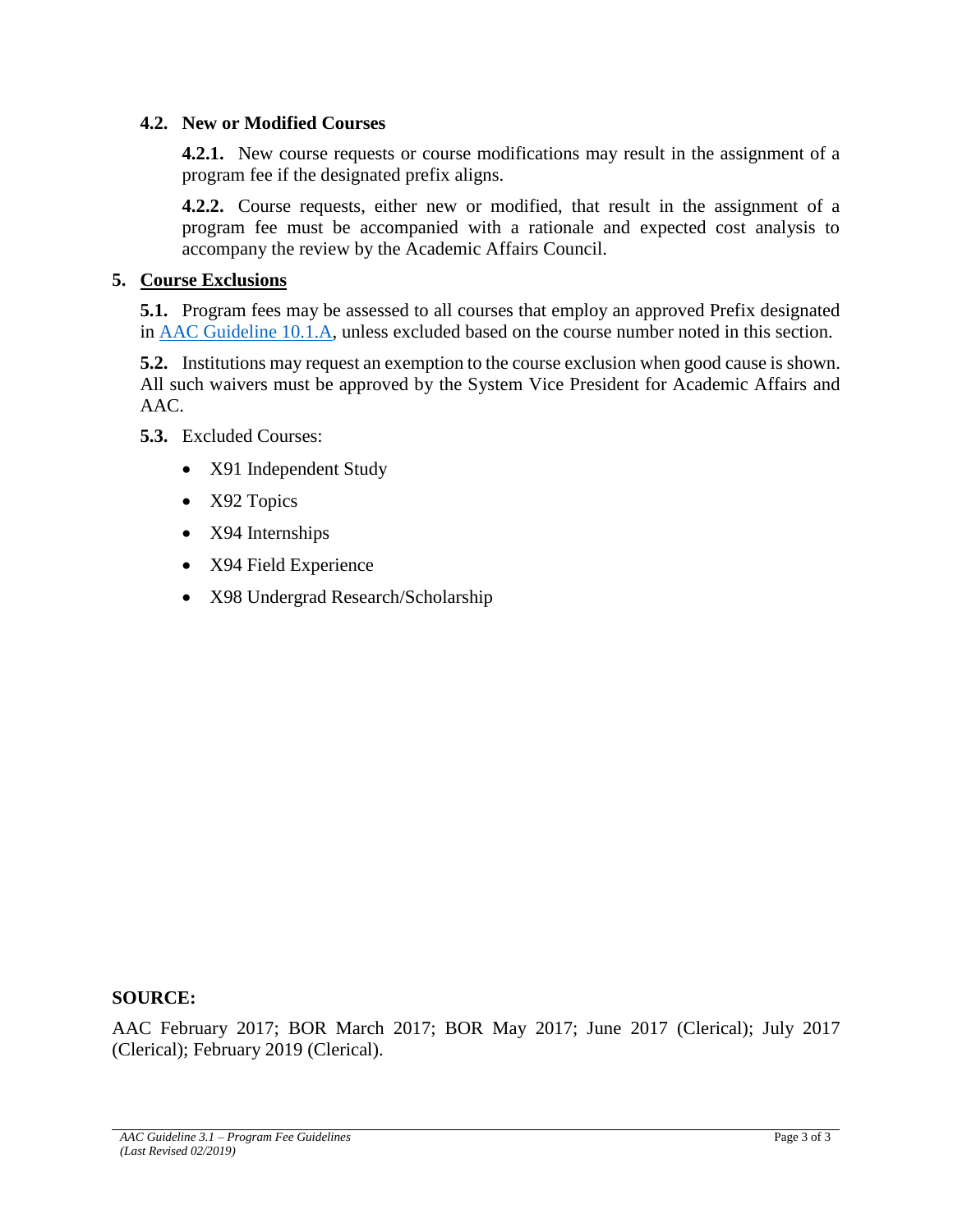### 4.2. New or Modified Courses

**4.2.1.** New course requests or course modifications may result in the assignment of a program fee if the designated prefix aligns.

**4.2.2.** Course requests, either new or modified, that result in the assignment of a program fee must be accompanied with a rationale and expected cost analysis to accompany the review by the Academic Affairs Council.

## 5. Course Exclusions

**5.1.** Program fees may be assessed to all courses that employ an approved Prefix designated in [AAC Guideline 10.1.A](), unless excluded based on the course number noted in this section.

**5.2.** Institutions may request an exemption to the course exclusion when good cause is shown. All such waivers must be approved by the System Vice President for Academic Affairs and AAC.

**5.3.** Excluded Courses:

- X91 Independent Study
- X92 Topics
- X94 Internships
- X94 Field Experience
- X98 Undergrad Research/Scholarship

**SOURCE:**

AAC February 2017; BOR March 2017; BOR May 2017; June 2017 (Clerical); July 2017 (Clerical); February 2019 (Clerical).